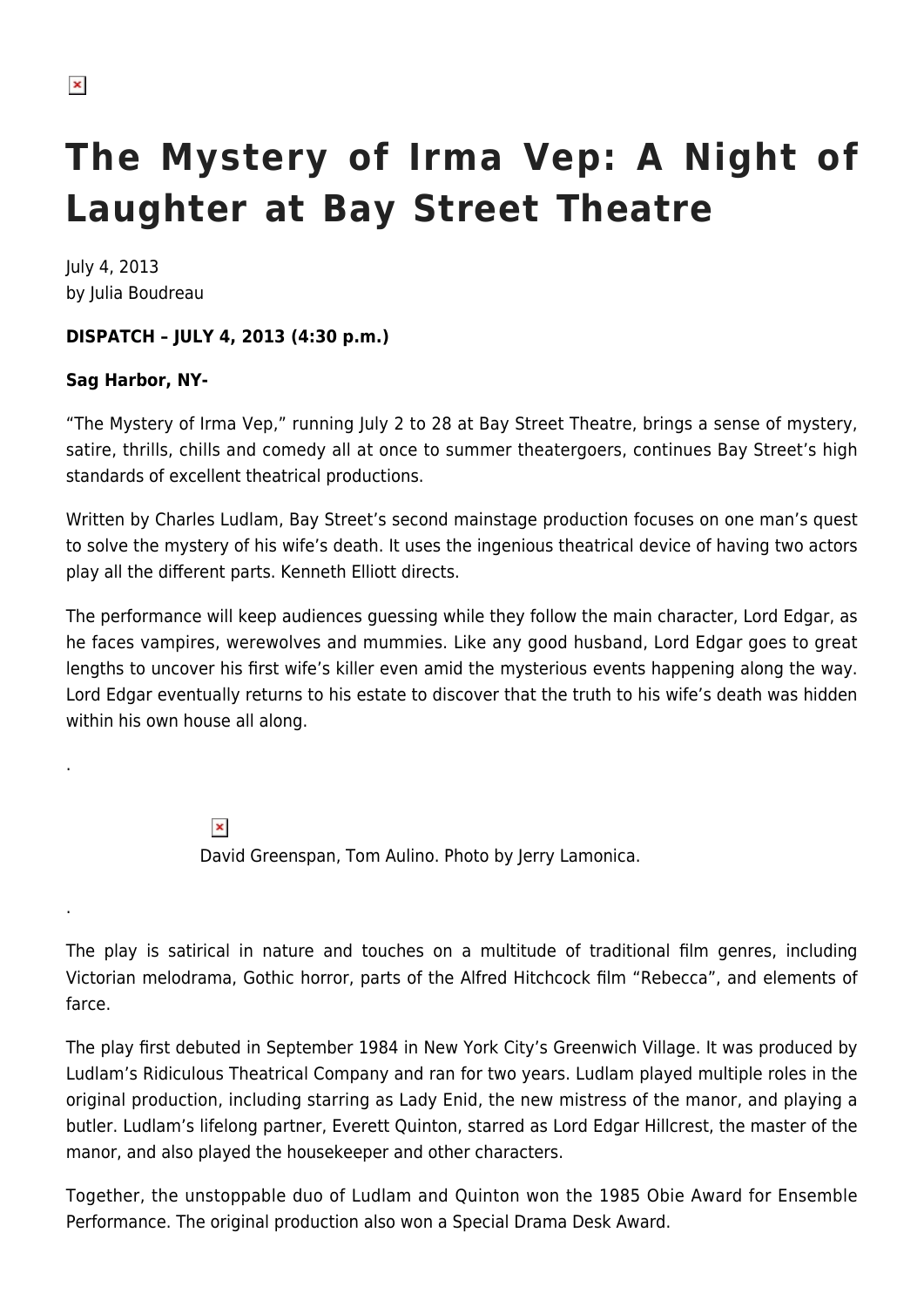# The Mystery of Irma Vep: A Night of Laughter at Bay Street Theatre

July 4, 2013
by Julia Boudreau

**DISPATCH – JULY 4, 2013 (4:30 p.m.)**

**Sag Harbor, NY-**

"The Mystery of Irma Vep," running July 2 to 28 at Bay Street Theatre, brings a sense of mystery, satire, thrills, chills and comedy all at once to summer theatergoers, continues Bay Street's high standards of excellent theatrical productions.

Written by Charles Ludlam, Bay Street's second mainstage production focuses on one man's quest to solve the mystery of his wife's death. It uses the ingenious theatrical device of having two actors play all the different parts. Kenneth Elliott directs.

The performance will keep audiences guessing while they follow the main character, Lord Edgar, as he faces vampires, werewolves and mummies. Like any good husband, Lord Edgar goes to great lengths to uncover his first wife's killer even amid the mysterious events happening along the way. Lord Edgar eventually returns to his estate to discover that the truth to his wife's death was hidden within his own house all along.

.

David Greenspan, Tom Aulino. Photo by Jerry Lamonica.

.

The play is satirical in nature and touches on a multitude of traditional film genres, including Victorian melodrama, Gothic horror, parts of the Alfred Hitchcock film "Rebecca", and elements of farce.

The play first debuted in September 1984 in New York City's Greenwich Village. It was produced by Ludlam's Ridiculous Theatrical Company and ran for two years. Ludlam played multiple roles in the original production, including starring as Lady Enid, the new mistress of the manor, and playing a butler. Ludlam's lifelong partner, Everett Quinton, starred as Lord Edgar Hillcrest, the master of the manor, and also played the housekeeper and other characters.

Together, the unstoppable duo of Ludlam and Quinton won the 1985 Obie Award for Ensemble Performance. The original production also won a Special Drama Desk Award.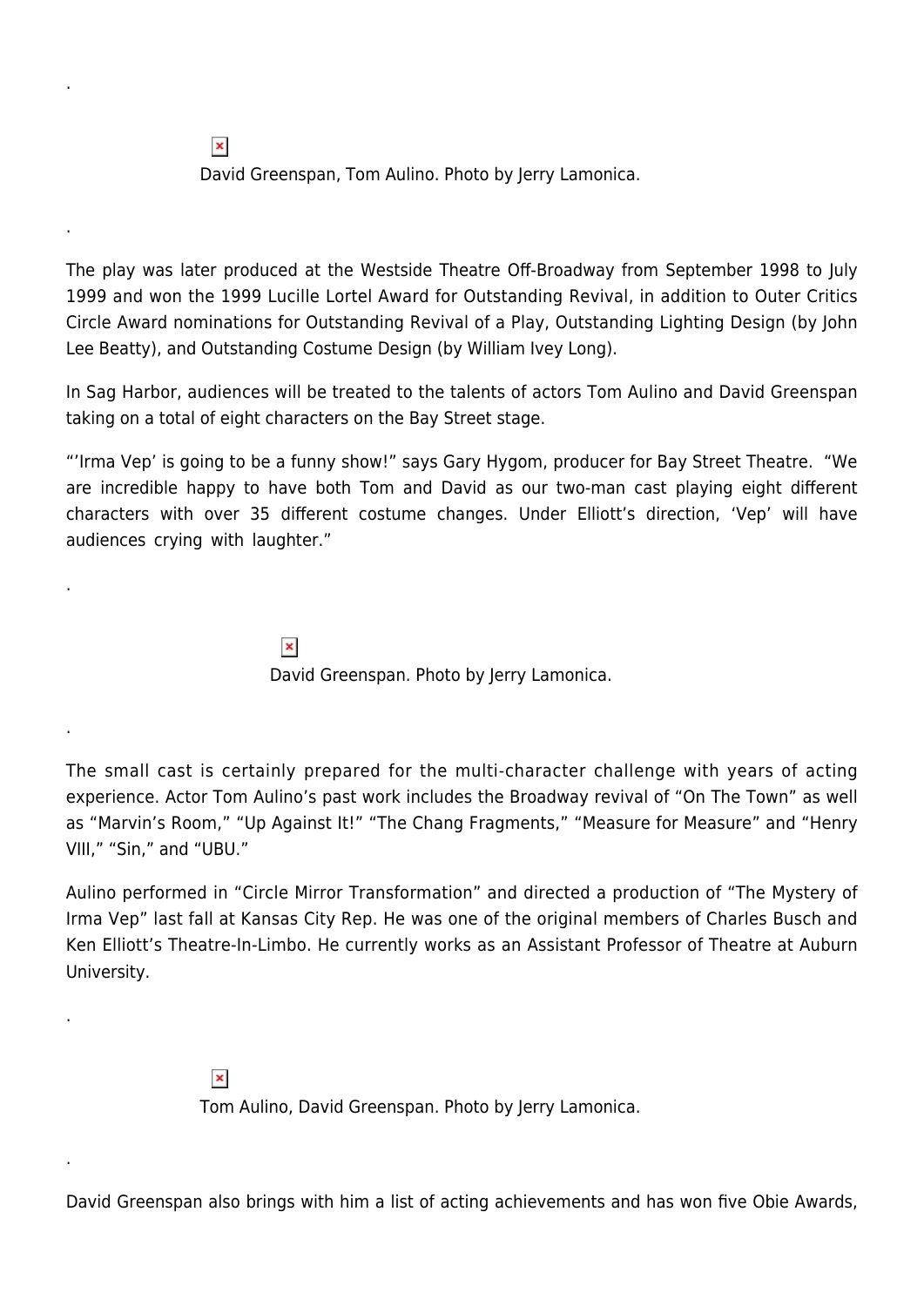David Greenspan, Tom Aulino. Photo by Jerry Lamonica.

The play was later produced at the Westside Theatre Off-Broadway from September 1998 to July 1999 and won the 1999 Lucille Lortel Award for Outstanding Revival, in addition to Outer Critics Circle Award nominations for Outstanding Revival of a Play, Outstanding Lighting Design (by John Lee Beatty), and Outstanding Costume Design (by William Ivey Long).

In Sag Harbor, audiences will be treated to the talents of actors Tom Aulino and David Greenspan taking on a total of eight characters on the Bay Street stage.

"'Irma Vep' is going to be a funny show!" says Gary Hygom, producer for Bay Street Theatre. "We are incredible happy to have both Tom and David as our two-man cast playing eight different characters with over 35 different costume changes. Under Elliott's direction, 'Vep' will have audiences crying with laughter."

David Greenspan. Photo by Jerry Lamonica.

The small cast is certainly prepared for the multi-character challenge with years of acting experience. Actor Tom Aulino's past work includes the Broadway revival of "On The Town" as well as "Marvin's Room," "Up Against It!" "The Chang Fragments," "Measure for Measure" and "Henry VIII," "Sin," and "UBU."

Aulino performed in "Circle Mirror Transformation" and directed a production of "The Mystery of Irma Vep" last fall at Kansas City Rep. He was one of the original members of Charles Busch and Ken Elliott's Theatre-In-Limbo. He currently works as an Assistant Professor of Theatre at Auburn University.

Tom Aulino, David Greenspan. Photo by Jerry Lamonica.

David Greenspan also brings with him a list of acting achievements and has won five Obie Awards,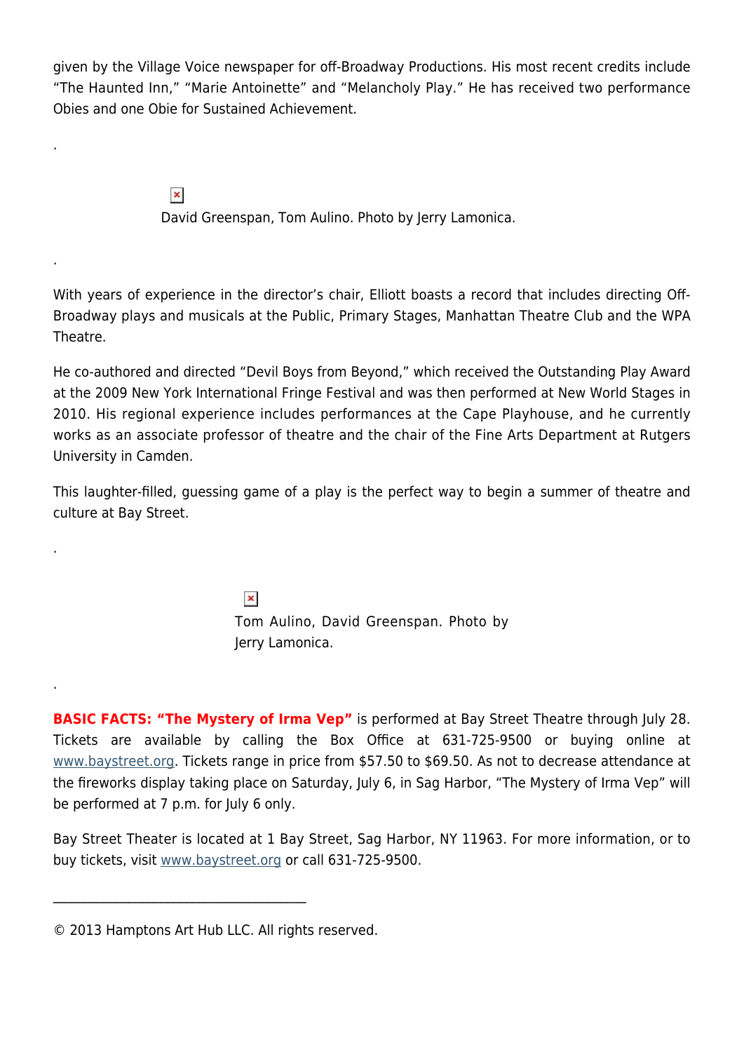given by the Village Voice newspaper for off-Broadway Productions. His most recent credits include "The Haunted Inn," "Marie Antoinette" and "Melancholy Play." He has received two performance Obies and one Obie for Sustained Achievement.

.

David Greenspan, Tom Aulino. Photo by Jerry Lamonica.

.

With years of experience in the director's chair, Elliott boasts a record that includes directing Off-Broadway plays and musicals at the Public, Primary Stages, Manhattan Theatre Club and the WPA Theatre.

He co-authored and directed "Devil Boys from Beyond," which received the Outstanding Play Award at the 2009 New York International Fringe Festival and was then performed at New World Stages in 2010. His regional experience includes performances at the Cape Playhouse, and he currently works as an associate professor of theatre and the chair of the Fine Arts Department at Rutgers University in Camden.

This laughter-filled, guessing game of a play is the perfect way to begin a summer of theatre and culture at Bay Street.

.

Tom Aulino, David Greenspan. Photo by Jerry Lamonica.

.

**BASIC FACTS: "The Mystery of Irma Vep"** is performed at Bay Street Theatre through July 28. Tickets are available by calling the Box Office at 631-725-9500 or buying online at www.baystreet.org. Tickets range in price from $57.50 to $69.50. As not to decrease attendance at the fireworks display taking place on Saturday, July 6, in Sag Harbor, "The Mystery of Irma Vep" will be performed at 7 p.m. for July 6 only.

Bay Street Theater is located at 1 Bay Street, Sag Harbor, NY 11963. For more information, or to buy tickets, visit www.baystreet.org or call 631-725-9500.

---

© 2013 Hamptons Art Hub LLC. All rights reserved.